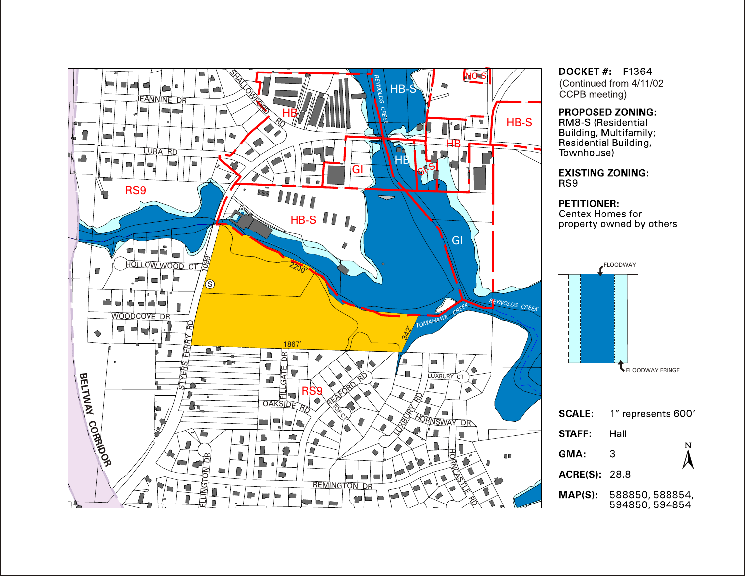**DOCKET #:** F1364
(Continued from 4/11/02 CCPB meeting)

**PROPOSED ZONING:**
RM8-S (Residential Building, Multifamily; Residential Building, Townhouse)

**EXISTING ZONING:**
RS9

**PETITIONER:**
Centex Homes for property owned by others

FLOODWAY

FLOODWAY FRINGE

**SCALE:** 1" represents 600'

**STAFF:** Hall

**GMA:** 3

**ACRE(S):** 28.8

**MAP(S):** 588850, 588854, 594850, 594854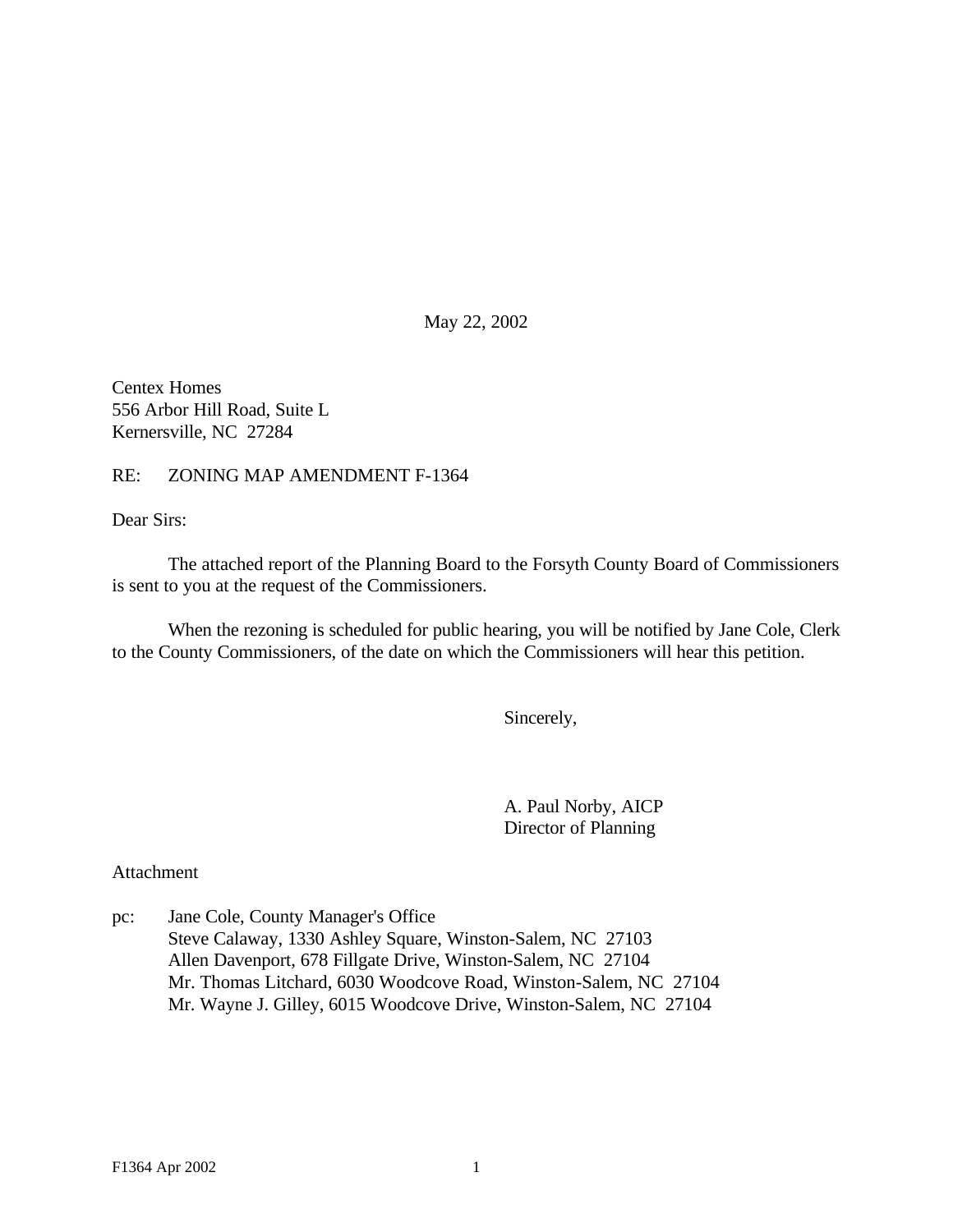May 22, 2002

Centex Homes
556 Arbor Hill Road, Suite L
Kernersville, NC 27284

RE: ZONING MAP AMENDMENT F-1364

Dear Sirs:

The attached report of the Planning Board to the Forsyth County Board of Commissioners is sent to you at the request of the Commissioners.

When the rezoning is scheduled for public hearing, you will be notified by Jane Cole, Clerk to the County Commissioners, of the date on which the Commissioners will hear this petition.

Sincerely,

A. Paul Norby, AICP
Director of Planning

Attachment

pc: Jane Cole, County Manager's Office
Steve Calaway, 1330 Ashley Square, Winston-Salem, NC 27103
Allen Davenport, 678 Fillgate Drive, Winston-Salem, NC 27104
Mr. Thomas Litchard, 6030 Woodcove Road, Winston-Salem, NC 27104
Mr. Wayne J. Gilley, 6015 Woodcove Drive, Winston-Salem, NC 27104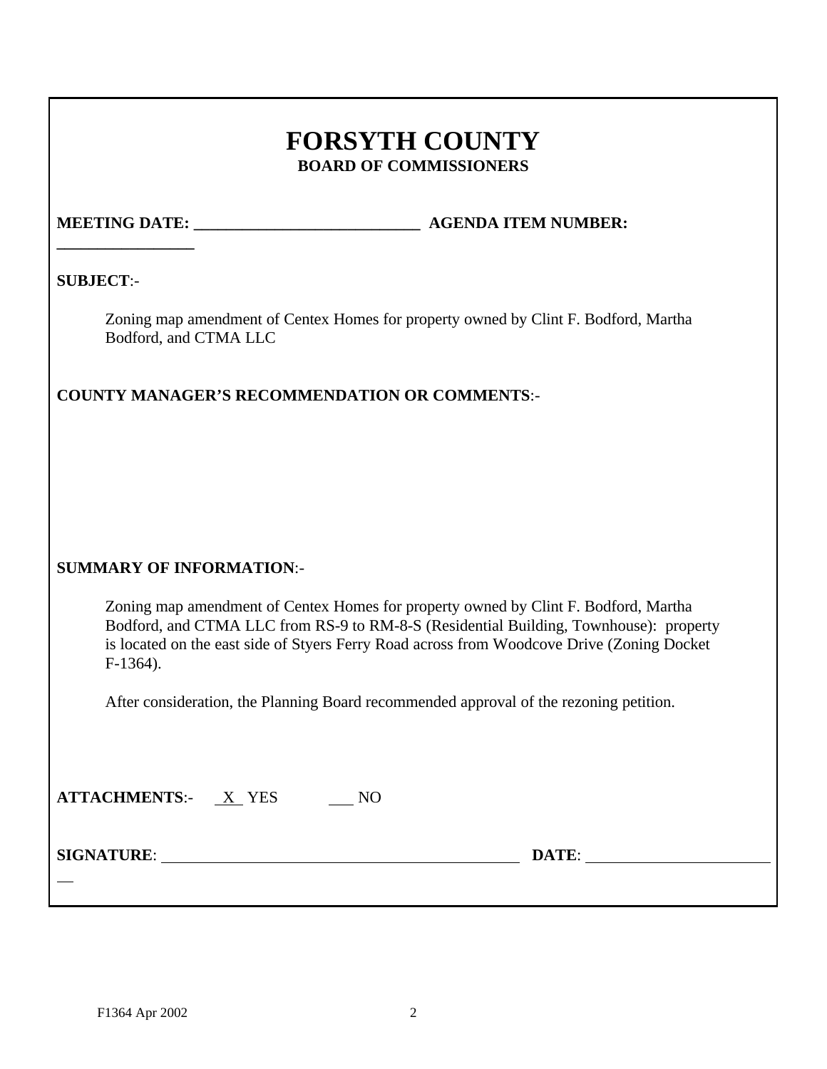# FORSYTH COUNTY

## BOARD OF COMMISSIONERS

**MEETING DATE:** ___________________________ **AGENDA ITEM NUMBER:** _________________

**SUBJECT**:-

Zoning map amendment of Centex Homes for property owned by Clint F. Bodford, Martha Bodford, and CTMA LLC

**COUNTY MANAGER'S RECOMMENDATION OR COMMENTS**:-

**SUMMARY OF INFORMATION**:-

Zoning map amendment of Centex Homes for property owned by Clint F. Bodford, Martha Bodford, and CTMA LLC from RS-9 to RM-8-S (Residential Building, Townhouse): property is located on the east side of Styers Ferry Road across from Woodcove Drive (Zoning Docket F-1364).

After consideration, the Planning Board recommended approval of the rezoning petition.

**ATTACHMENTS**:- X YES ___ NO

**SIGNATURE**: _______________________________________________ **DATE**: ________________________

F1364 Apr 2002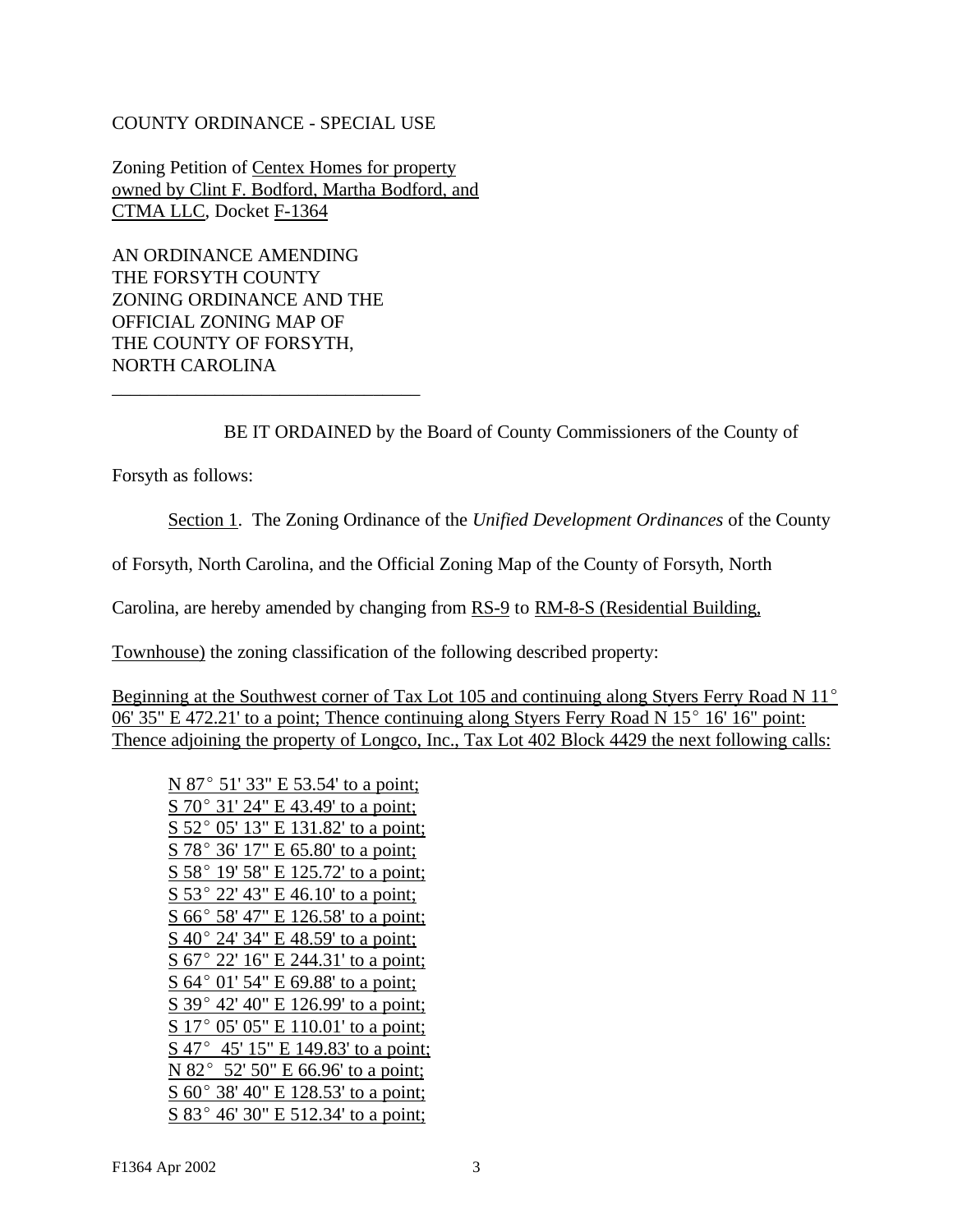COUNTY ORDINANCE - SPECIAL USE

Zoning Petition of Centex Homes for property owned by Clint F. Bodford, Martha Bodford, and CTMA LLC, Docket F-1364

AN ORDINANCE AMENDING THE FORSYTH COUNTY ZONING ORDINANCE AND THE OFFICIAL ZONING MAP OF THE COUNTY OF FORSYTH, NORTH CAROLINA

---

BE IT ORDAINED by the Board of County Commissioners of the County of Forsyth as follows:

Section 1. The Zoning Ordinance of the *Unified Development Ordinances* of the County of Forsyth, North Carolina, and the Official Zoning Map of the County of Forsyth, North Carolina, are hereby amended by changing from RS-9 to RM-8-S (Residential Building, Townhouse) the zoning classification of the following described property:

Beginning at the Southwest corner of Tax Lot 105 and continuing along Styers Ferry Road N 11° 06' 35" E 472.21' to a point; Thence continuing along Styers Ferry Road N 15° 16' 16" point: Thence adjoining the property of Longco, Inc., Tax Lot 402 Block 4429 the next following calls:

N 87° 51' 33" E 53.54' to a point;
S 70° 31' 24" E 43.49' to a point;
S 52° 05' 13" E 131.82' to a point;
S 78° 36' 17" E 65.80' to a point;
S 58° 19' 58" E 125.72' to a point;
S 53° 22' 43" E 46.10' to a point;
S 66° 58' 47" E 126.58' to a point;
S 40° 24' 34" E 48.59' to a point;
S 67° 22' 16" E 244.31' to a point;
S 64° 01' 54" E 69.88' to a point;
S 39° 42' 40" E 126.99' to a point;
S 17° 05' 05" E 110.01' to a point;
S 47° 45' 15" E 149.83' to a point;
N 82° 52' 50" E 66.96' to a point;
S 60° 38' 40" E 128.53' to a point;
S 83° 46' 30" E 512.34' to a point;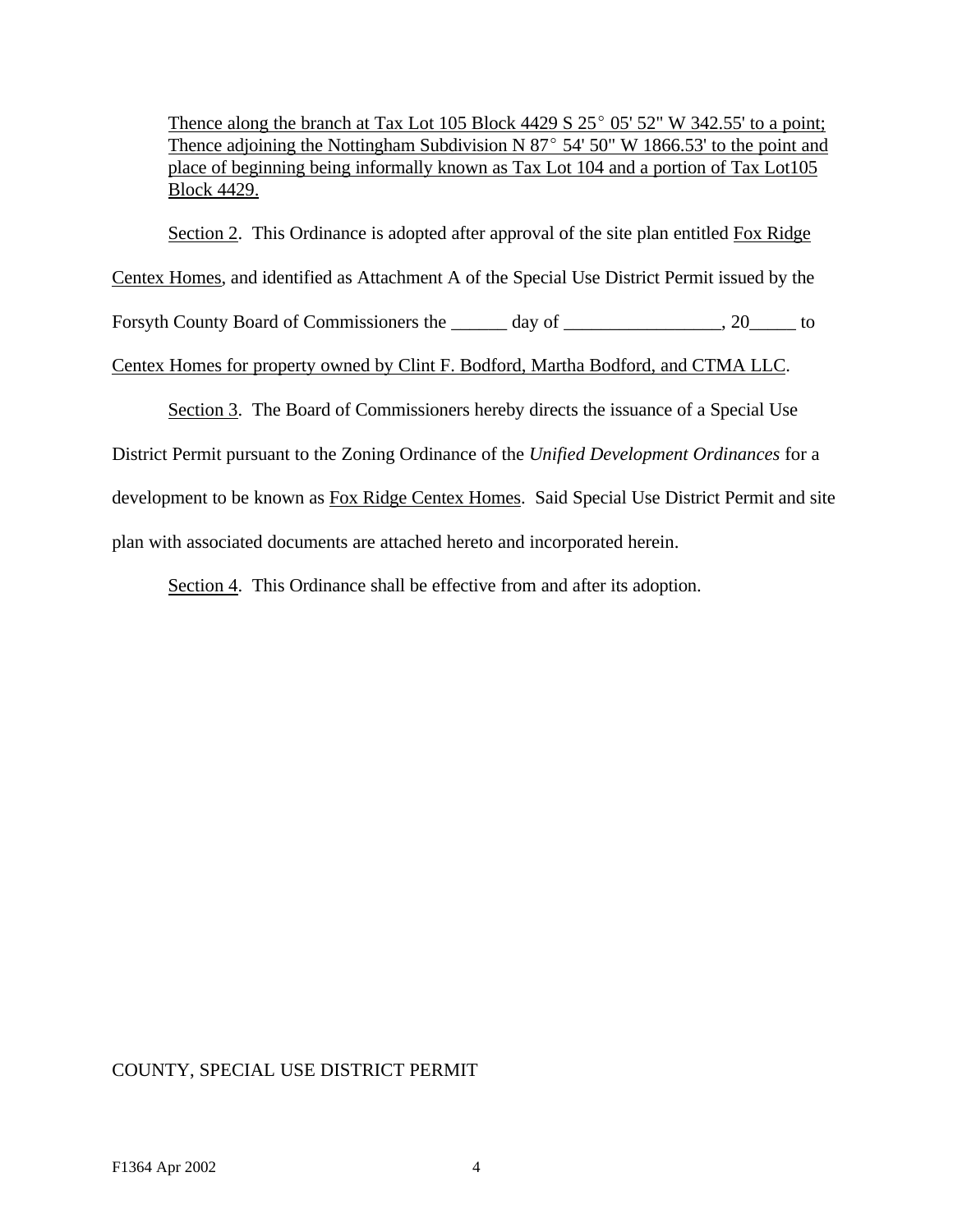<u>Thence along the branch at Tax Lot 105 Block 4429 S 25° 05' 52" W 342.55' to a point; Thence adjoining the Nottingham Subdivision N 87° 54' 50" W 1866.53' to the point and place of beginning being informally known as Tax Lot 104 and a portion of Tax Lot105 Block 4429.</u>

<u>Section 2</u>. This Ordinance is adopted after approval of the site plan entitled <u>Fox Ridge Centex Homes</u>, and identified as Attachment A of the Special Use District Permit issued by the Forsyth County Board of Commissioners the ______ day of _________________, 20_____ to <u>Centex Homes for property owned by Clint F. Bodford, Martha Bodford, and CTMA LLC</u>.

<u>Section 3</u>. The Board of Commissioners hereby directs the issuance of a Special Use District Permit pursuant to the Zoning Ordinance of the *Unified Development Ordinances* for a development to be known as <u>Fox Ridge Centex Homes</u>. Said Special Use District Permit and site plan with associated documents are attached hereto and incorporated herein.

<u>Section 4</u>. This Ordinance shall be effective from and after its adoption.

COUNTY, SPECIAL USE DISTRICT PERMIT

F1364 Apr 2002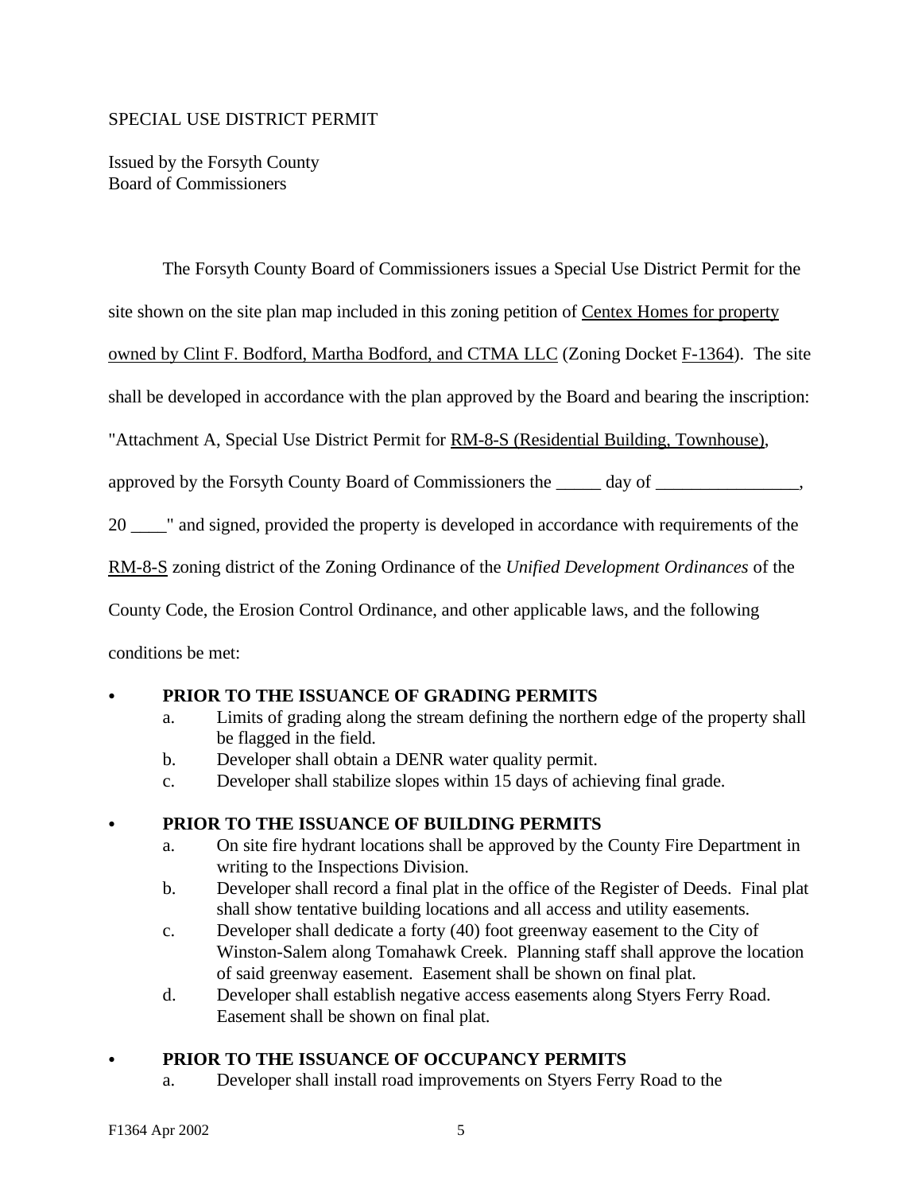SPECIAL USE DISTRICT PERMIT

Issued by the Forsyth County
Board of Commissioners

The Forsyth County Board of Commissioners issues a Special Use District Permit for the site shown on the site plan map included in this zoning petition of Centex Homes for property owned by Clint F. Bodford, Martha Bodford, and CTMA LLC (Zoning Docket F-1364). The site shall be developed in accordance with the plan approved by the Board and bearing the inscription: "Attachment A, Special Use District Permit for RM-8-S (Residential Building, Townhouse), approved by the Forsyth County Board of Commissioners the _____ day of ________________, 20 ____" and signed, provided the property is developed in accordance with requirements of the RM-8-S zoning district of the Zoning Ordinance of the *Unified Development Ordinances* of the County Code, the Erosion Control Ordinance, and other applicable laws, and the following conditions be met:

- **PRIOR TO THE ISSUANCE OF GRADING PERMITS**
  a. Limits of grading along the stream defining the northern edge of the property shall be flagged in the field.
  b. Developer shall obtain a DENR water quality permit.
  c. Developer shall stabilize slopes within 15 days of achieving final grade.

- **PRIOR TO THE ISSUANCE OF BUILDING PERMITS**
  a. On site fire hydrant locations shall be approved by the County Fire Department in writing to the Inspections Division.
  b. Developer shall record a final plat in the office of the Register of Deeds. Final plat shall show tentative building locations and all access and utility easements.
  c. Developer shall dedicate a forty (40) foot greenway easement to the City of Winston-Salem along Tomahawk Creek. Planning staff shall approve the location of said greenway easement. Easement shall be shown on final plat.
  d. Developer shall establish negative access easements along Styers Ferry Road. Easement shall be shown on final plat.

- **PRIOR TO THE ISSUANCE OF OCCUPANCY PERMITS**
  a. Developer shall install road improvements on Styers Ferry Road to the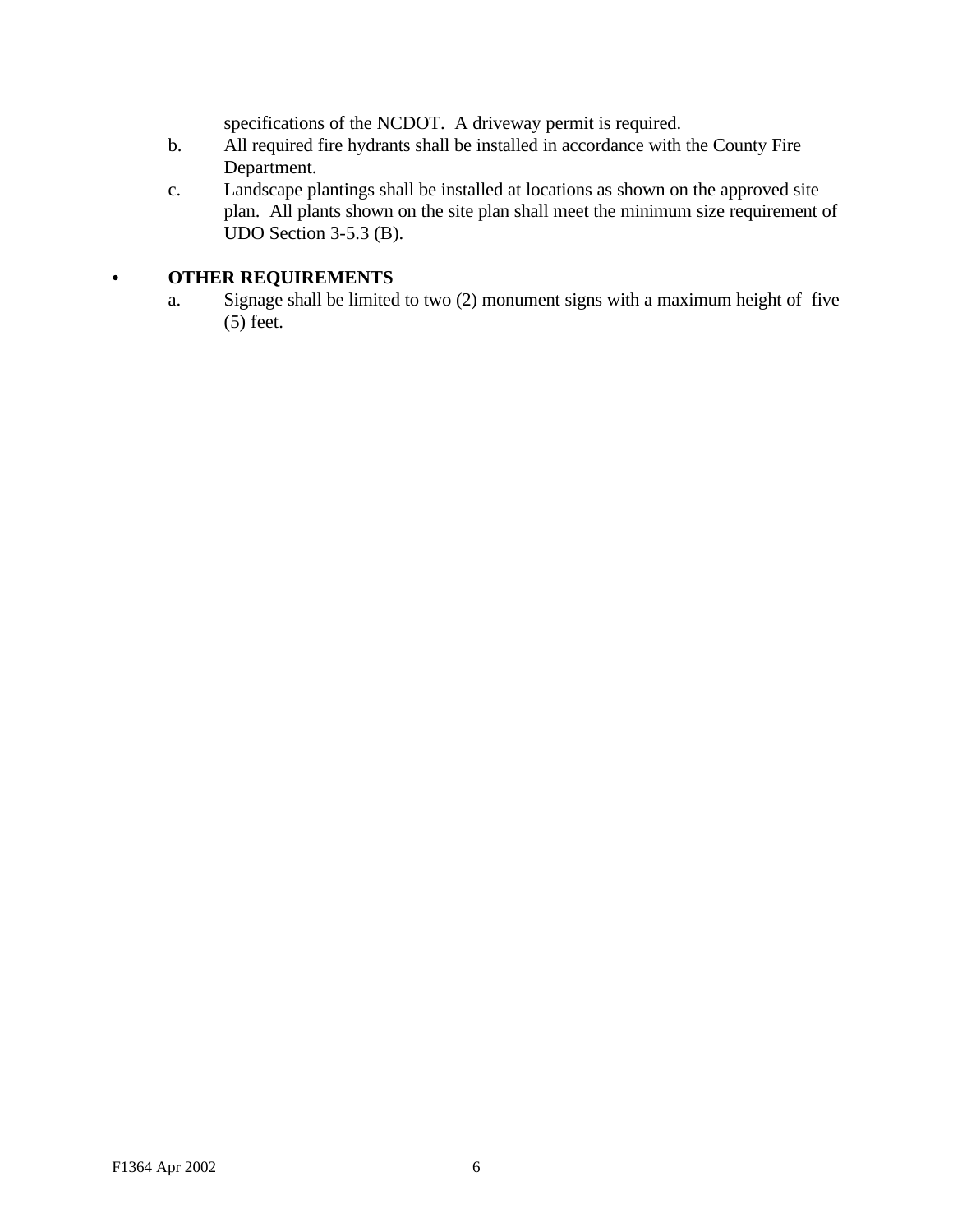specifications of the NCDOT.  A driveway permit is required.

b. All required fire hydrants shall be installed in accordance with the County Fire Department.

c. Landscape plantings shall be installed at locations as shown on the approved site plan.  All plants shown on the site plan shall meet the minimum size requirement of UDO Section 3-5.3 (B).

- **OTHER REQUIREMENTS**

  a. Signage shall be limited to two (2) monument signs with a maximum height of five (5) feet.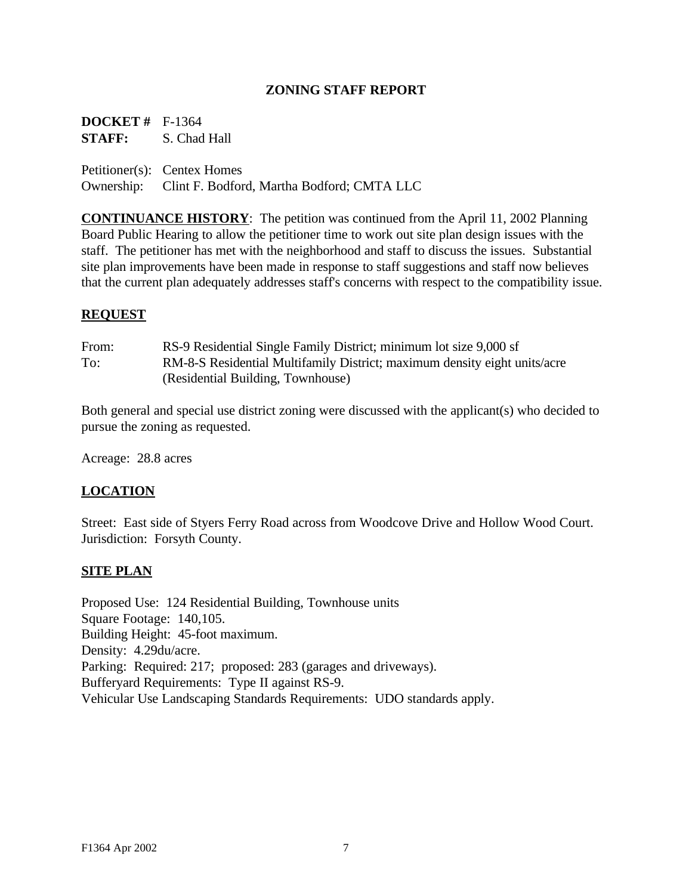# ZONING STAFF REPORT

**DOCKET #** F-1364
**STAFF:** S. Chad Hall

Petitioner(s): Centex Homes
Ownership: Clint F. Bodford, Martha Bodford; CMTA LLC

**CONTINUANCE HISTORY**: The petition was continued from the April 11, 2002 Planning Board Public Hearing to allow the petitioner time to work out site plan design issues with the staff. The petitioner has met with the neighborhood and staff to discuss the issues. Substantial site plan improvements have been made in response to staff suggestions and staff now believes that the current plan adequately addresses staff's concerns with respect to the compatibility issue.

## REQUEST

From: RS-9 Residential Single Family District; minimum lot size 9,000 sf
To: RM-8-S Residential Multifamily District; maximum density eight units/acre (Residential Building, Townhouse)

Both general and special use district zoning were discussed with the applicant(s) who decided to pursue the zoning as requested.

Acreage: 28.8 acres

## LOCATION

Street: East side of Styers Ferry Road across from Woodcove Drive and Hollow Wood Court.
Jurisdiction: Forsyth County.

## SITE PLAN

Proposed Use: 124 Residential Building, Townhouse units
Square Footage: 140,105.
Building Height: 45-foot maximum.
Density: 4.29du/acre.
Parking: Required: 217; proposed: 283 (garages and driveways).
Bufferyard Requirements: Type II against RS-9.
Vehicular Use Landscaping Standards Requirements: UDO standards apply.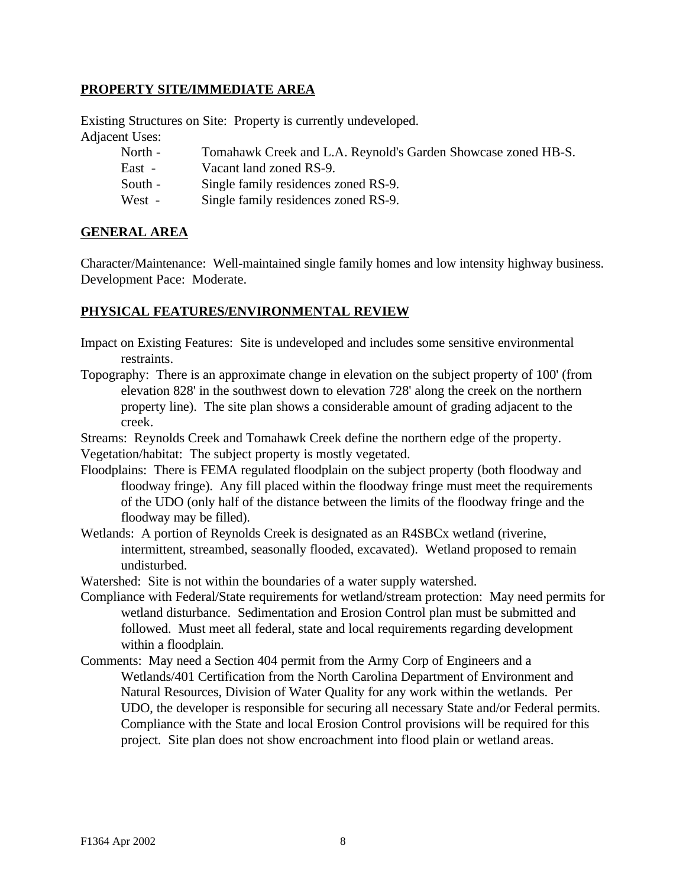**PROPERTY SITE/IMMEDIATE AREA**

Existing Structures on Site: Property is currently undeveloped.

Adjacent Uses:

- North - Tomahawk Creek and L.A. Reynold's Garden Showcase zoned HB-S.
- East - Vacant land zoned RS-9.
- South - Single family residences zoned RS-9.
- West - Single family residences zoned RS-9.

**GENERAL AREA**

Character/Maintenance: Well-maintained single family homes and low intensity highway business.

Development Pace: Moderate.

**PHYSICAL FEATURES/ENVIRONMENTAL REVIEW**

Impact on Existing Features: Site is undeveloped and includes some sensitive environmental restraints.

Topography: There is an approximate change in elevation on the subject property of 100' (from elevation 828' in the southwest down to elevation 728' along the creek on the northern property line). The site plan shows a considerable amount of grading adjacent to the creek.

Streams: Reynolds Creek and Tomahawk Creek define the northern edge of the property.

Vegetation/habitat: The subject property is mostly vegetated.

Floodplains: There is FEMA regulated floodplain on the subject property (both floodway and floodway fringe). Any fill placed within the floodway fringe must meet the requirements of the UDO (only half of the distance between the limits of the floodway fringe and the floodway may be filled).

Wetlands: A portion of Reynolds Creek is designated as an R4SBCx wetland (riverine, intermittent, streambed, seasonally flooded, excavated). Wetland proposed to remain undisturbed.

Watershed: Site is not within the boundaries of a water supply watershed.

Compliance with Federal/State requirements for wetland/stream protection: May need permits for wetland disturbance. Sedimentation and Erosion Control plan must be submitted and followed. Must meet all federal, state and local requirements regarding development within a floodplain.

Comments: May need a Section 404 permit from the Army Corp of Engineers and a Wetlands/401 Certification from the North Carolina Department of Environment and Natural Resources, Division of Water Quality for any work within the wetlands. Per UDO, the developer is responsible for securing all necessary State and/or Federal permits. Compliance with the State and local Erosion Control provisions will be required for this project. Site plan does not show encroachment into flood plain or wetland areas.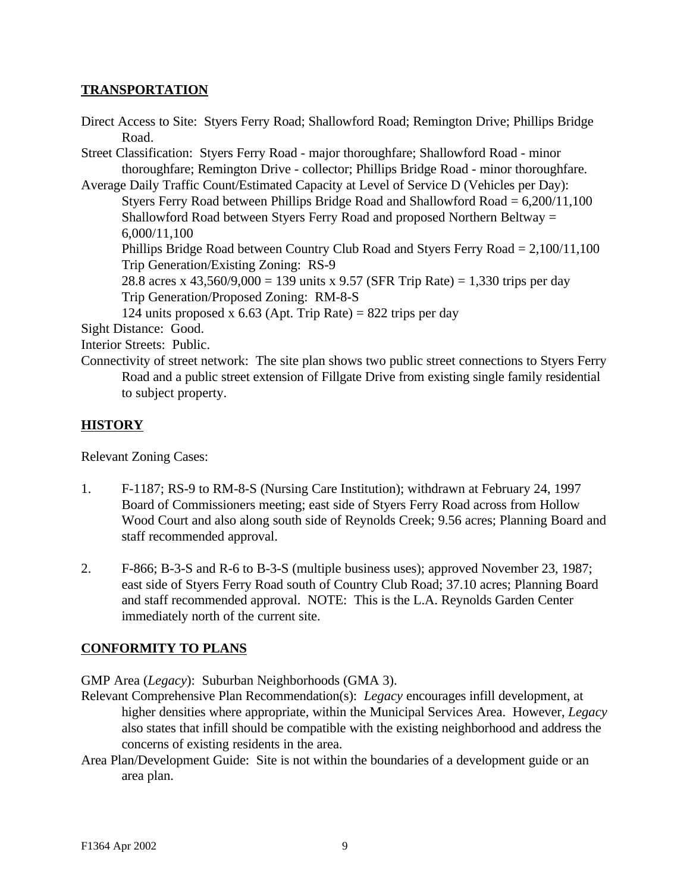## TRANSPORTATION

Direct Access to Site: Styers Ferry Road; Shallowford Road; Remington Drive; Phillips Bridge Road.

Street Classification: Styers Ferry Road - major thoroughfare; Shallowford Road - minor thoroughfare; Remington Drive - collector; Phillips Bridge Road - minor thoroughfare.

Average Daily Traffic Count/Estimated Capacity at Level of Service D (Vehicles per Day):
Styers Ferry Road between Phillips Bridge Road and Shallowford Road = 6,200/11,100
Shallowford Road between Styers Ferry Road and proposed Northern Beltway = 6,000/11,100
Phillips Bridge Road between Country Club Road and Styers Ferry Road = 2,100/11,100
Trip Generation/Existing Zoning: RS-9
28.8 acres x 43,560/9,000 = 139 units x 9.57 (SFR Trip Rate) = 1,330 trips per day
Trip Generation/Proposed Zoning: RM-8-S
124 units proposed x 6.63 (Apt. Trip Rate) = 822 trips per day

Sight Distance: Good.

Interior Streets: Public.

Connectivity of street network: The site plan shows two public street connections to Styers Ferry Road and a public street extension of Fillgate Drive from existing single family residential to subject property.

## HISTORY

Relevant Zoning Cases:

1. F-1187; RS-9 to RM-8-S (Nursing Care Institution); withdrawn at February 24, 1997 Board of Commissioners meeting; east side of Styers Ferry Road across from Hollow Wood Court and also along south side of Reynolds Creek; 9.56 acres; Planning Board and staff recommended approval.

2. F-866; B-3-S and R-6 to B-3-S (multiple business uses); approved November 23, 1987; east side of Styers Ferry Road south of Country Club Road; 37.10 acres; Planning Board and staff recommended approval. NOTE: This is the L.A. Reynolds Garden Center immediately north of the current site.

## CONFORMITY TO PLANS

GMP Area (*Legacy*): Suburban Neighborhoods (GMA 3).

Relevant Comprehensive Plan Recommendation(s): *Legacy* encourages infill development, at higher densities where appropriate, within the Municipal Services Area. However, *Legacy* also states that infill should be compatible with the existing neighborhood and address the concerns of existing residents in the area.

Area Plan/Development Guide: Site is not within the boundaries of a development guide or an area plan.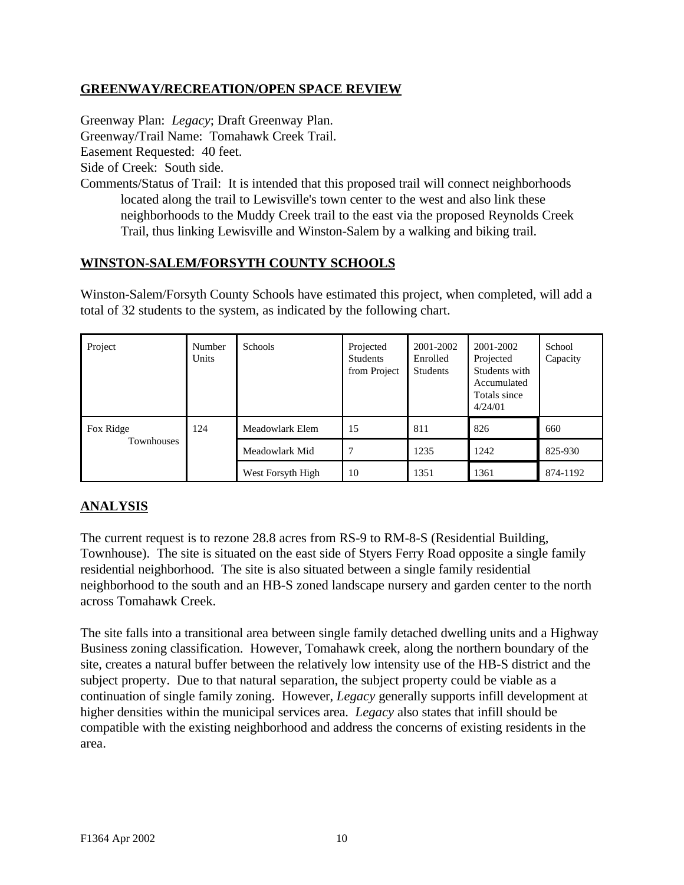## GREENWAY/RECREATION/OPEN SPACE REVIEW

Greenway Plan: *Legacy*; Draft Greenway Plan.
Greenway/Trail Name: Tomahawk Creek Trail.
Easement Requested: 40 feet.
Side of Creek: South side.
Comments/Status of Trail: It is intended that this proposed trail will connect neighborhoods located along the trail to Lewisville's town center to the west and also link these neighborhoods to the Muddy Creek trail to the east via the proposed Reynolds Creek Trail, thus linking Lewisville and Winston-Salem by a walking and biking trail.

## WINSTON-SALEM/FORSYTH COUNTY SCHOOLS

Winston-Salem/Forsyth County Schools have estimated this project, when completed, will add a total of 32 students to the system, as indicated by the following chart.

| Project | Number Units | Schools | Projected Students from Project | 2001-2002 Enrolled Students | 2001-2002 Projected Students with Accumulated Totals since 4/24/01 | School Capacity |
|---|---|---|---|---|---|---|
| Fox Ridge Townhouses | 124 | Meadowlark Elem | 15 | 811 | 826 | 660 |
| | | Meadowlark Mid | 7 | 1235 | 1242 | 825-930 |
| | | West Forsyth High | 10 | 1351 | 1361 | 874-1192 |

## ANALYSIS

The current request is to rezone 28.8 acres from RS-9 to RM-8-S (Residential Building, Townhouse). The site is situated on the east side of Styers Ferry Road opposite a single family residential neighborhood. The site is also situated between a single family residential neighborhood to the south and an HB-S zoned landscape nursery and garden center to the north across Tomahawk Creek.

The site falls into a transitional area between single family detached dwelling units and a Highway Business zoning classification. However, Tomahawk creek, along the northern boundary of the site, creates a natural buffer between the relatively low intensity use of the HB-S district and the subject property. Due to that natural separation, the subject property could be viable as a continuation of single family zoning. However, *Legacy* generally supports infill development at higher densities within the municipal services area. *Legacy* also states that infill should be compatible with the existing neighborhood and address the concerns of existing residents in the area.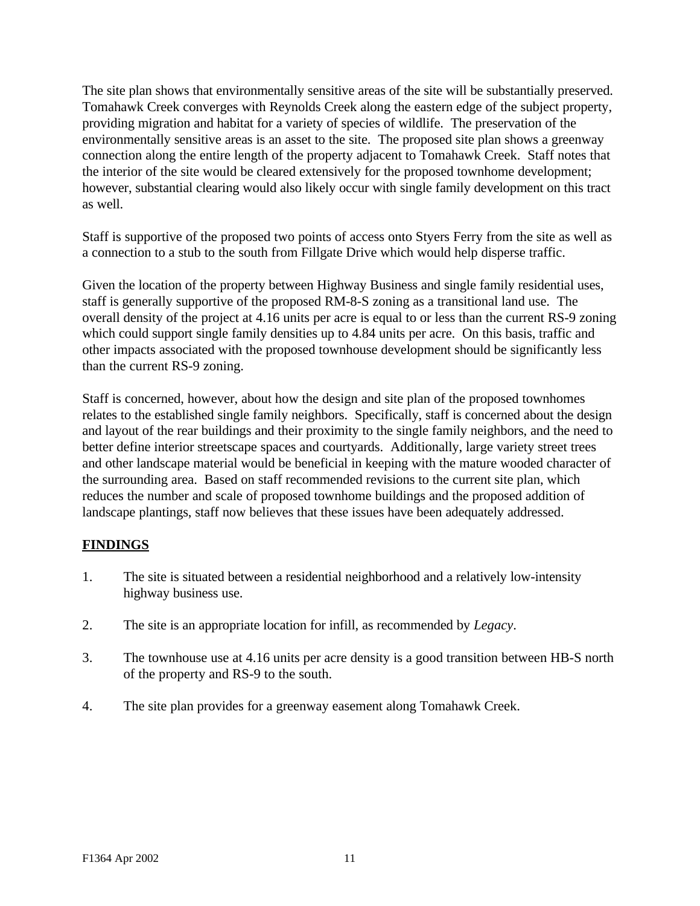The site plan shows that environmentally sensitive areas of the site will be substantially preserved. Tomahawk Creek converges with Reynolds Creek along the eastern edge of the subject property, providing migration and habitat for a variety of species of wildlife. The preservation of the environmentally sensitive areas is an asset to the site. The proposed site plan shows a greenway connection along the entire length of the property adjacent to Tomahawk Creek. Staff notes that the interior of the site would be cleared extensively for the proposed townhome development; however, substantial clearing would also likely occur with single family development on this tract as well.

Staff is supportive of the proposed two points of access onto Styers Ferry from the site as well as a connection to a stub to the south from Fillgate Drive which would help disperse traffic.

Given the location of the property between Highway Business and single family residential uses, staff is generally supportive of the proposed RM-8-S zoning as a transitional land use. The overall density of the project at 4.16 units per acre is equal to or less than the current RS-9 zoning which could support single family densities up to 4.84 units per acre. On this basis, traffic and other impacts associated with the proposed townhouse development should be significantly less than the current RS-9 zoning.

Staff is concerned, however, about how the design and site plan of the proposed townhomes relates to the established single family neighbors. Specifically, staff is concerned about the design and layout of the rear buildings and their proximity to the single family neighbors, and the need to better define interior streetscape spaces and courtyards. Additionally, large variety street trees and other landscape material would be beneficial in keeping with the mature wooded character of the surrounding area. Based on staff recommended revisions to the current site plan, which reduces the number and scale of proposed townhome buildings and the proposed addition of landscape plantings, staff now believes that these issues have been adequately addressed.

## FINDINGS

1. The site is situated between a residential neighborhood and a relatively low-intensity highway business use.

2. The site is an appropriate location for infill, as recommended by *Legacy*.

3. The townhouse use at 4.16 units per acre density is a good transition between HB-S north of the property and RS-9 to the south.

4. The site plan provides for a greenway easement along Tomahawk Creek.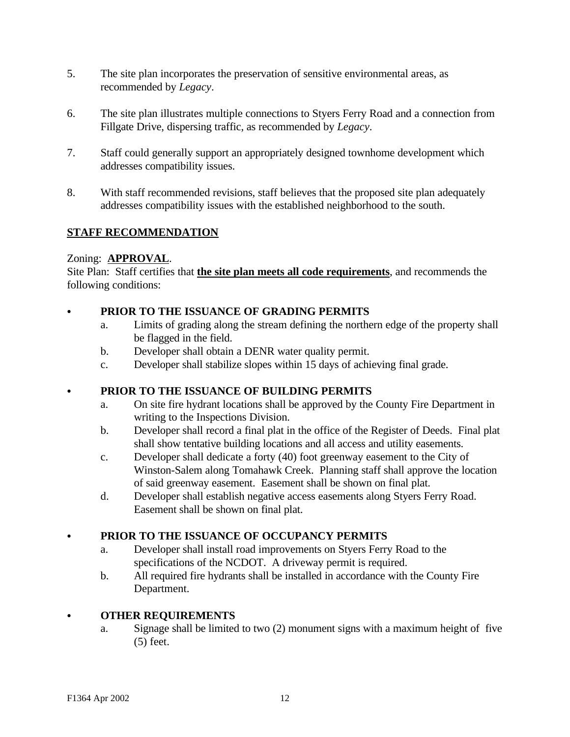5. The site plan incorporates the preservation of sensitive environmental areas, as recommended by *Legacy*.

6. The site plan illustrates multiple connections to Styers Ferry Road and a connection from Fillgate Drive, dispersing traffic, as recommended by *Legacy*.

7. Staff could generally support an appropriately designed townhome development which addresses compatibility issues.

8. With staff recommended revisions, staff believes that the proposed site plan adequately addresses compatibility issues with the established neighborhood to the south.

## STAFF RECOMMENDATION

Zoning: **APPROVAL**.
Site Plan: Staff certifies that **the site plan meets all code requirements**, and recommends the following conditions:

- **PRIOR TO THE ISSUANCE OF GRADING PERMITS**
  a. Limits of grading along the stream defining the northern edge of the property shall be flagged in the field.
  b. Developer shall obtain a DENR water quality permit.
  c. Developer shall stabilize slopes within 15 days of achieving final grade.

- **PRIOR TO THE ISSUANCE OF BUILDING PERMITS**
  a. On site fire hydrant locations shall be approved by the County Fire Department in writing to the Inspections Division.
  b. Developer shall record a final plat in the office of the Register of Deeds. Final plat shall show tentative building locations and all access and utility easements.
  c. Developer shall dedicate a forty (40) foot greenway easement to the City of Winston-Salem along Tomahawk Creek. Planning staff shall approve the location of said greenway easement. Easement shall be shown on final plat.
  d. Developer shall establish negative access easements along Styers Ferry Road. Easement shall be shown on final plat.

- **PRIOR TO THE ISSUANCE OF OCCUPANCY PERMITS**
  a. Developer shall install road improvements on Styers Ferry Road to the specifications of the NCDOT. A driveway permit is required.
  b. All required fire hydrants shall be installed in accordance with the County Fire Department.

- **OTHER REQUIREMENTS**
  a. Signage shall be limited to two (2) monument signs with a maximum height of five (5) feet.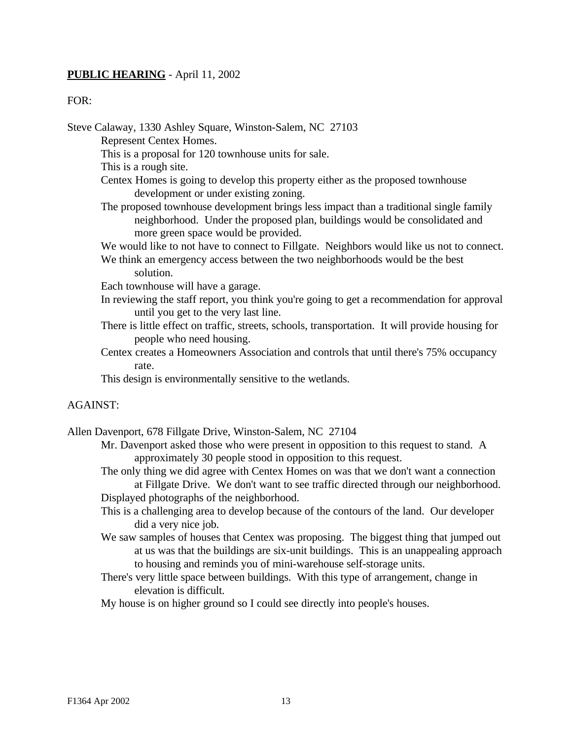**PUBLIC HEARING** - April 11, 2002

FOR:

Steve Calaway, 1330 Ashley Square, Winston-Salem, NC 27103

- Represent Centex Homes.
- This is a proposal for 120 townhouse units for sale.
- This is a rough site.
- Centex Homes is going to develop this property either as the proposed townhouse development or under existing zoning.
- The proposed townhouse development brings less impact than a traditional single family neighborhood. Under the proposed plan, buildings would be consolidated and more green space would be provided.
- We would like to not have to connect to Fillgate. Neighbors would like us not to connect.
- We think an emergency access between the two neighborhoods would be the best solution.
- Each townhouse will have a garage.
- In reviewing the staff report, you think you're going to get a recommendation for approval until you get to the very last line.
- There is little effect on traffic, streets, schools, transportation. It will provide housing for people who need housing.
- Centex creates a Homeowners Association and controls that until there's 75% occupancy rate.
- This design is environmentally sensitive to the wetlands.

AGAINST:

Allen Davenport, 678 Fillgate Drive, Winston-Salem, NC 27104

- Mr. Davenport asked those who were present in opposition to this request to stand. A approximately 30 people stood in opposition to this request.
- The only thing we did agree with Centex Homes on was that we don't want a connection at Fillgate Drive. We don't want to see traffic directed through our neighborhood.
- Displayed photographs of the neighborhood.
- This is a challenging area to develop because of the contours of the land. Our developer did a very nice job.
- We saw samples of houses that Centex was proposing. The biggest thing that jumped out at us was that the buildings are six-unit buildings. This is an unappealing approach to housing and reminds you of mini-warehouse self-storage units.
- There's very little space between buildings. With this type of arrangement, change in elevation is difficult.
- My house is on higher ground so I could see directly into people's houses.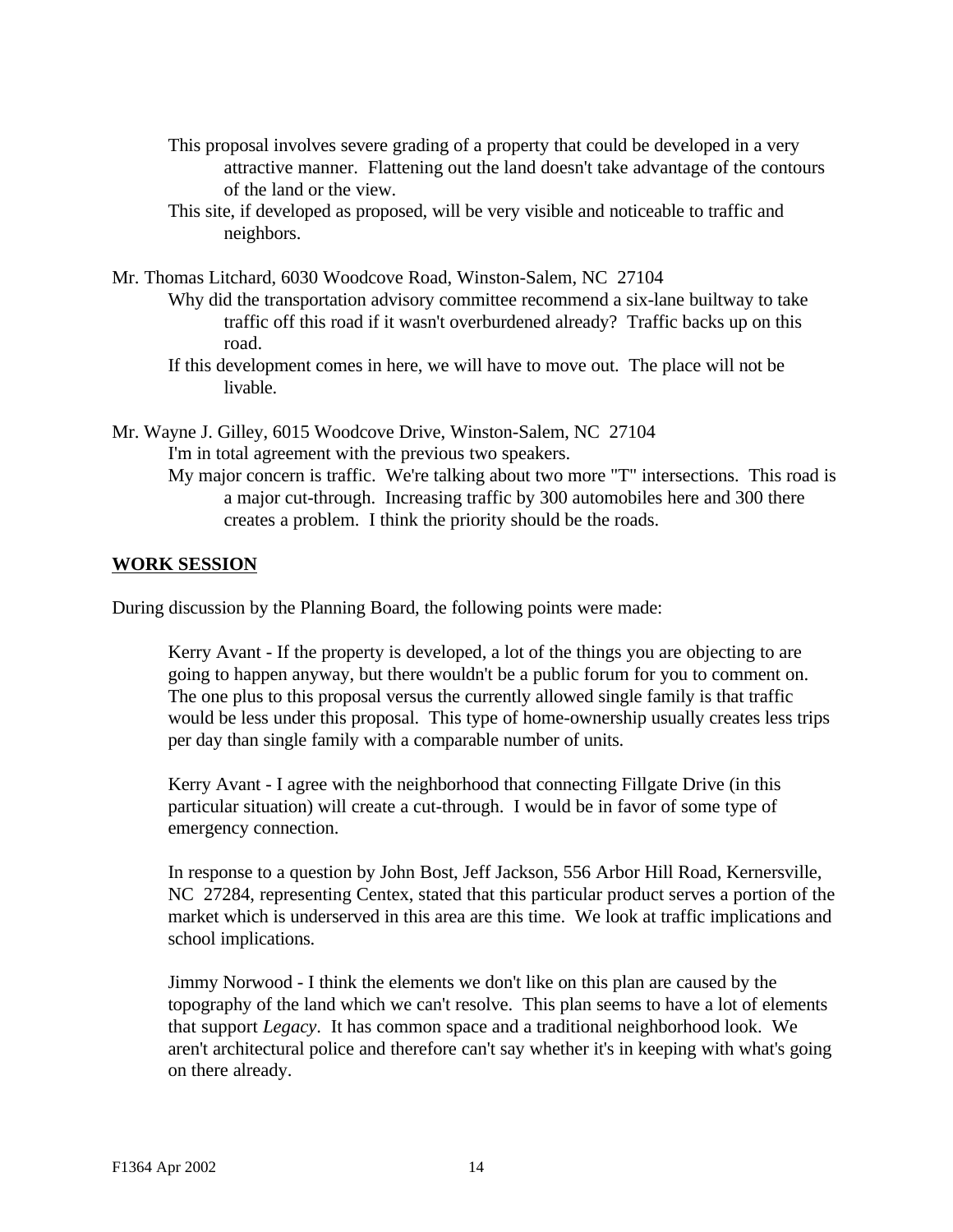This proposal involves severe grading of a property that could be developed in a very attractive manner. Flattening out the land doesn't take advantage of the contours of the land or the view.

This site, if developed as proposed, will be very visible and noticeable to traffic and neighbors.

Mr. Thomas Litchard, 6030 Woodcove Road, Winston-Salem, NC 27104

Why did the transportation advisory committee recommend a six-lane builtway to take traffic off this road if it wasn't overburdened already? Traffic backs up on this road.

If this development comes in here, we will have to move out. The place will not be livable.

Mr. Wayne J. Gilley, 6015 Woodcove Drive, Winston-Salem, NC 27104

I'm in total agreement with the previous two speakers.

My major concern is traffic. We're talking about two more "T" intersections. This road is a major cut-through. Increasing traffic by 300 automobiles here and 300 there creates a problem. I think the priority should be the roads.

**WORK SESSION**

During discussion by the Planning Board, the following points were made:

Kerry Avant - If the property is developed, a lot of the things you are objecting to are going to happen anyway, but there wouldn't be a public forum for you to comment on. The one plus to this proposal versus the currently allowed single family is that traffic would be less under this proposal. This type of home-ownership usually creates less trips per day than single family with a comparable number of units.

Kerry Avant - I agree with the neighborhood that connecting Fillgate Drive (in this particular situation) will create a cut-through. I would be in favor of some type of emergency connection.

In response to a question by John Bost, Jeff Jackson, 556 Arbor Hill Road, Kernersville, NC 27284, representing Centex, stated that this particular product serves a portion of the market which is underserved in this area are this time. We look at traffic implications and school implications.

Jimmy Norwood - I think the elements we don't like on this plan are caused by the topography of the land which we can't resolve. This plan seems to have a lot of elements that support *Legacy*. It has common space and a traditional neighborhood look. We aren't architectural police and therefore can't say whether it's in keeping with what's going on there already.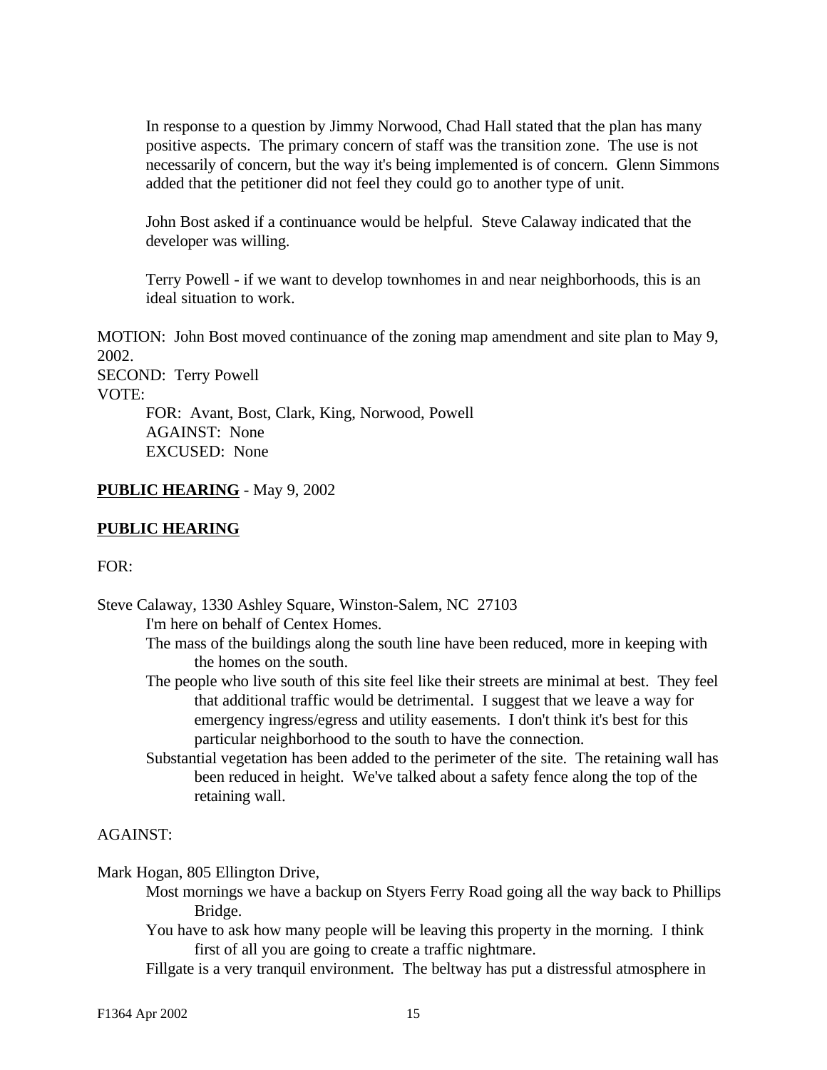In response to a question by Jimmy Norwood, Chad Hall stated that the plan has many positive aspects. The primary concern of staff was the transition zone. The use is not necessarily of concern, but the way it's being implemented is of concern. Glenn Simmons added that the petitioner did not feel they could go to another type of unit.

John Bost asked if a continuance would be helpful. Steve Calaway indicated that the developer was willing.

Terry Powell - if we want to develop townhomes in and near neighborhoods, this is an ideal situation to work.

MOTION: John Bost moved continuance of the zoning map amendment and site plan to May 9, 2002.
SECOND: Terry Powell
VOTE:
FOR: Avant, Bost, Clark, King, Norwood, Powell
AGAINST: None
EXCUSED: None

**PUBLIC HEARING** - May 9, 2002

**PUBLIC HEARING**

FOR:

Steve Calaway, 1330 Ashley Square, Winston-Salem, NC 27103

I'm here on behalf of Centex Homes.

The mass of the buildings along the south line have been reduced, more in keeping with the homes on the south.

The people who live south of this site feel like their streets are minimal at best. They feel that additional traffic would be detrimental. I suggest that we leave a way for emergency ingress/egress and utility easements. I don't think it's best for this particular neighborhood to the south to have the connection.

Substantial vegetation has been added to the perimeter of the site. The retaining wall has been reduced in height. We've talked about a safety fence along the top of the retaining wall.

AGAINST:

Mark Hogan, 805 Ellington Drive,

Most mornings we have a backup on Styers Ferry Road going all the way back to Phillips Bridge.

You have to ask how many people will be leaving this property in the morning. I think first of all you are going to create a traffic nightmare.

Fillgate is a very tranquil environment. The beltway has put a distressful atmosphere in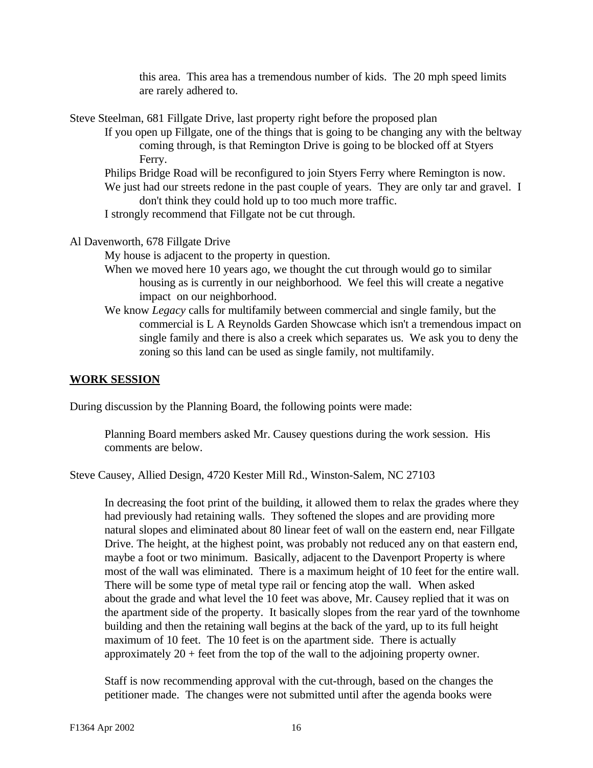this area. This area has a tremendous number of kids. The 20 mph speed limits are rarely adhered to.

Steve Steelman, 681 Fillgate Drive, last property right before the proposed plan

If you open up Fillgate, one of the things that is going to be changing any with the beltway coming through, is that Remington Drive is going to be blocked off at Styers Ferry.

Philips Bridge Road will be reconfigured to join Styers Ferry where Remington is now.

We just had our streets redone in the past couple of years. They are only tar and gravel. I don't think they could hold up to too much more traffic.

I strongly recommend that Fillgate not be cut through.

Al Davenworth, 678 Fillgate Drive

My house is adjacent to the property in question.

When we moved here 10 years ago, we thought the cut through would go to similar housing as is currently in our neighborhood. We feel this will create a negative impact on our neighborhood.

We know *Legacy* calls for multifamily between commercial and single family, but the commercial is L A Reynolds Garden Showcase which isn't a tremendous impact on single family and there is also a creek which separates us. We ask you to deny the zoning so this land can be used as single family, not multifamily.

## WORK SESSION

During discussion by the Planning Board, the following points were made:

Planning Board members asked Mr. Causey questions during the work session. His comments are below.

Steve Causey, Allied Design, 4720 Kester Mill Rd., Winston-Salem, NC 27103

In decreasing the foot print of the building, it allowed them to relax the grades where they had previously had retaining walls. They softened the slopes and are providing more natural slopes and eliminated about 80 linear feet of wall on the eastern end, near Fillgate Drive. The height, at the highest point, was probably not reduced any on that eastern end, maybe a foot or two minimum. Basically, adjacent to the Davenport Property is where most of the wall was eliminated. There is a maximum height of 10 feet for the entire wall. There will be some type of metal type rail or fencing atop the wall. When asked about the grade and what level the 10 feet was above, Mr. Causey replied that it was on the apartment side of the property. It basically slopes from the rear yard of the townhome building and then the retaining wall begins at the back of the yard, up to its full height maximum of 10 feet. The 10 feet is on the apartment side. There is actually approximately 20 + feet from the top of the wall to the adjoining property owner.

Staff is now recommending approval with the cut-through, based on the changes the petitioner made. The changes were not submitted until after the agenda books were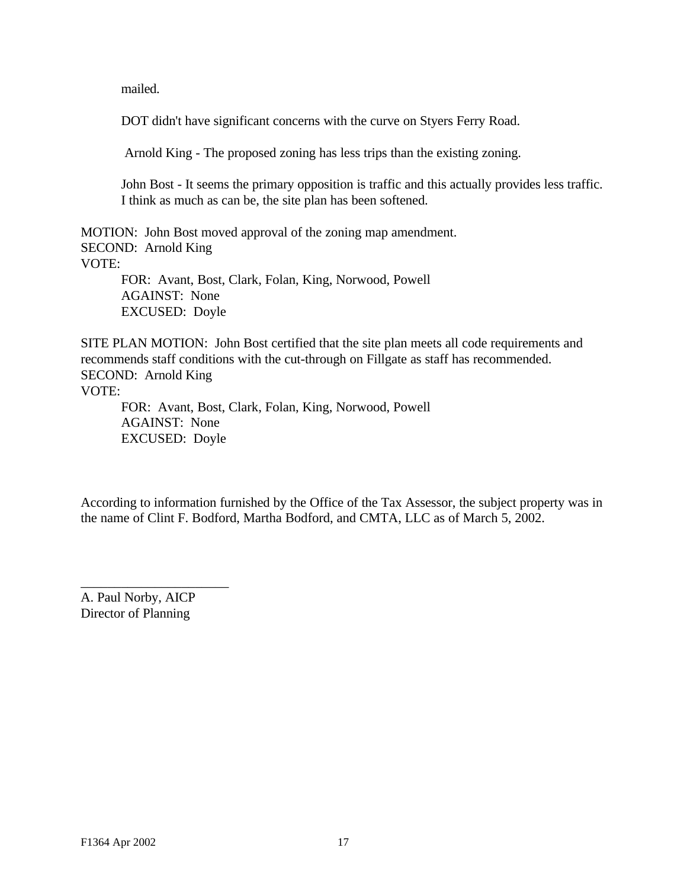mailed.

DOT didn't have significant concerns with the curve on Styers Ferry Road.

Arnold King - The proposed zoning has less trips than the existing zoning.

John Bost - It seems the primary opposition is traffic and this actually provides less traffic. I think as much as can be, the site plan has been softened.

MOTION: John Bost moved approval of the zoning map amendment.
SECOND: Arnold King
VOTE:
FOR: Avant, Bost, Clark, Folan, King, Norwood, Powell
AGAINST: None
EXCUSED: Doyle

SITE PLAN MOTION: John Bost certified that the site plan meets all code requirements and recommends staff conditions with the cut-through on Fillgate as staff has recommended.
SECOND: Arnold King
VOTE:
FOR: Avant, Bost, Clark, Folan, King, Norwood, Powell
AGAINST: None
EXCUSED: Doyle

According to information furnished by the Office of the Tax Assessor, the subject property was in the name of Clint F. Bodford, Martha Bodford, and CMTA, LLC as of March 5, 2002.

______________________
A. Paul Norby, AICP
Director of Planning

F1364 Apr 2002